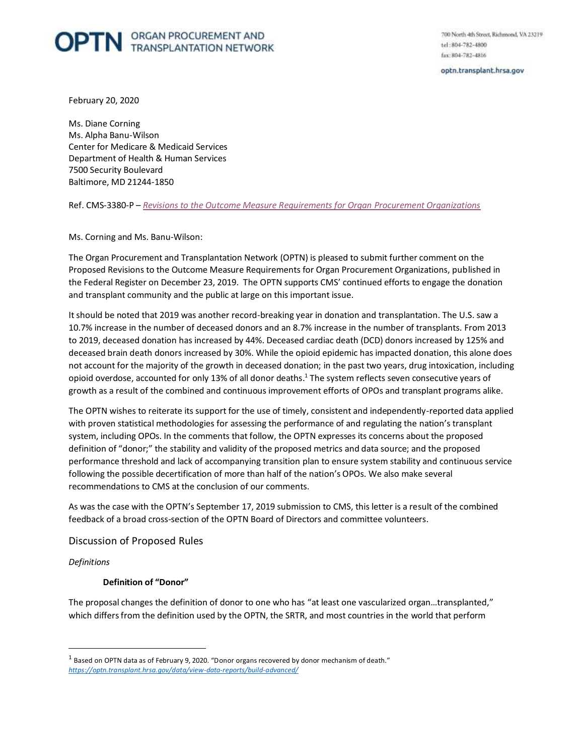# OPTN ORGAN PROCUREMENT AND TRANSPLANTATION NETWORK

700 North 4th Street, Richmond, VA 23219
tel: 804-782-4800
fax: 804-782-4816

optn.transplant.hrsa.gov

February 20, 2020

Ms. Diane Corning
Ms. Alpha Banu-Wilson
Center for Medicare & Medicaid Services
Department of Health & Human Services
7500 Security Boulevard
Baltimore, MD 21244-1850

Ref. CMS-3380-P – *Revisions to the Outcome Measure Requirements for Organ Procurement Organizations*

Ms. Corning and Ms. Banu-Wilson:

The Organ Procurement and Transplantation Network (OPTN) is pleased to submit further comment on the Proposed Revisions to the Outcome Measure Requirements for Organ Procurement Organizations, published in the Federal Register on December 23, 2019. The OPTN supports CMS' continued efforts to engage the donation and transplant community and the public at large on this important issue.

It should be noted that 2019 was another record-breaking year in donation and transplantation. The U.S. saw a 10.7% increase in the number of deceased donors and an 8.7% increase in the number of transplants. From 2013 to 2019, deceased donation has increased by 44%. Deceased cardiac death (DCD) donors increased by 125% and deceased brain death donors increased by 30%. While the opioid epidemic has impacted donation, this alone does not account for the majority of the growth in deceased donation; in the past two years, drug intoxication, including opioid overdose, accounted for only 13% of all donor deaths.[1] The system reflects seven consecutive years of growth as a result of the combined and continuous improvement efforts of OPOs and transplant programs alike.

The OPTN wishes to reiterate its support for the use of timely, consistent and independently-reported data applied with proven statistical methodologies for assessing the performance of and regulating the nation's transplant system, including OPOs. In the comments that follow, the OPTN expresses its concerns about the proposed definition of "donor;" the stability and validity of the proposed metrics and data source; and the proposed performance threshold and lack of accompanying transition plan to ensure system stability and continuous service following the possible decertification of more than half of the nation's OPOs. We also make several recommendations to CMS at the conclusion of our comments.

As was the case with the OPTN's September 17, 2019 submission to CMS, this letter is a result of the combined feedback of a broad cross-section of the OPTN Board of Directors and committee volunteers.

## Discussion of Proposed Rules

*Definitions*

**Definition of "Donor"**

The proposal changes the definition of donor to one who has "at least one vascularized organ…transplanted," which differs from the definition used by the OPTN, the SRTR, and most countries in the world that perform

[1] Based on OPTN data as of February 9, 2020. "Donor organs recovered by donor mechanism of death." *https://optn.transplant.hrsa.gov/data/view-data-reports/build-advanced/*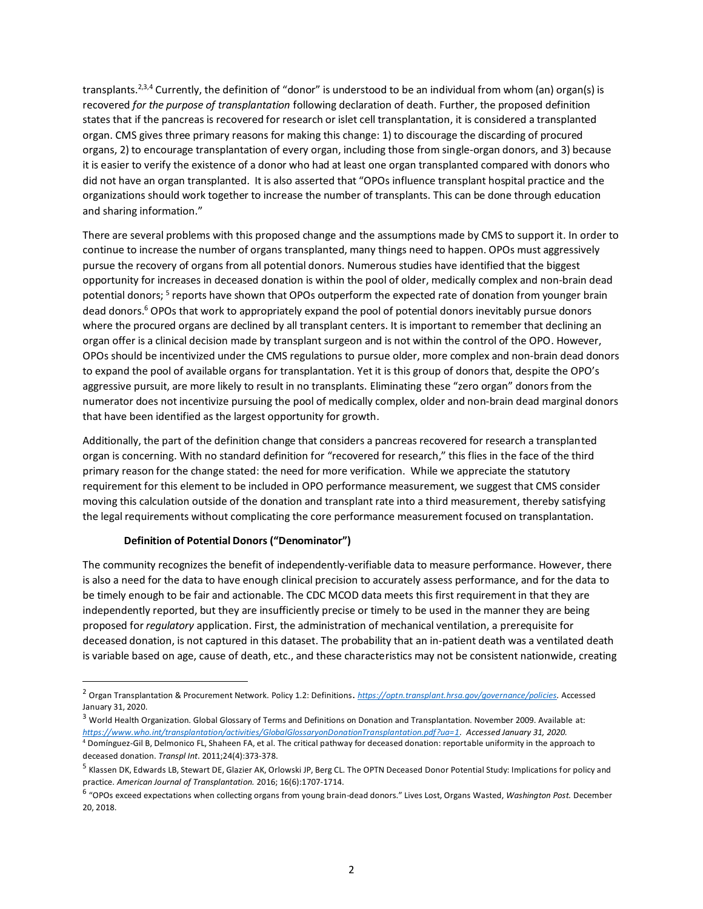transplants.[2,3,4] Currently, the definition of "donor" is understood to be an individual from whom (an) organ(s) is recovered *for the purpose of transplantation* following declaration of death. Further, the proposed definition states that if the pancreas is recovered for research or islet cell transplantation, it is considered a transplanted organ. CMS gives three primary reasons for making this change: 1) to discourage the discarding of procured organs, 2) to encourage transplantation of every organ, including those from single-organ donors, and 3) because it is easier to verify the existence of a donor who had at least one organ transplanted compared with donors who did not have an organ transplanted. It is also asserted that "OPOs influence transplant hospital practice and the organizations should work together to increase the number of transplants. This can be done through education and sharing information."

There are several problems with this proposed change and the assumptions made by CMS to support it. In order to continue to increase the number of organs transplanted, many things need to happen. OPOs must aggressively pursue the recovery of organs from all potential donors. Numerous studies have identified that the biggest opportunity for increases in deceased donation is within the pool of older, medically complex and non-brain dead potential donors; [5] reports have shown that OPOs outperform the expected rate of donation from younger brain dead donors.[6] OPOs that work to appropriately expand the pool of potential donors inevitably pursue donors where the procured organs are declined by all transplant centers. It is important to remember that declining an organ offer is a clinical decision made by transplant surgeon and is not within the control of the OPO. However, OPOs should be incentivized under the CMS regulations to pursue older, more complex and non-brain dead donors to expand the pool of available organs for transplantation. Yet it is this group of donors that, despite the OPO's aggressive pursuit, are more likely to result in no transplants. Eliminating these "zero organ" donors from the numerator does not incentivize pursuing the pool of medically complex, older and non-brain dead marginal donors that have been identified as the largest opportunity for growth.

Additionally, the part of the definition change that considers a pancreas recovered for research a transplanted organ is concerning. With no standard definition for "recovered for research," this flies in the face of the third primary reason for the change stated: the need for more verification. While we appreciate the statutory requirement for this element to be included in OPO performance measurement, we suggest that CMS consider moving this calculation outside of the donation and transplant rate into a third measurement, thereby satisfying the legal requirements without complicating the core performance measurement focused on transplantation.

### Definition of Potential Donors ("Denominator")

The community recognizes the benefit of independently-verifiable data to measure performance. However, there is also a need for the data to have enough clinical precision to accurately assess performance, and for the data to be timely enough to be fair and actionable. The CDC MCOD data meets this first requirement in that they are independently reported, but they are insufficiently precise or timely to be used in the manner they are being proposed for *regulatory* application. First, the administration of mechanical ventilation, a prerequisite for deceased donation, is not captured in this dataset. The probability that an in-patient death was a ventilated death is variable based on age, cause of death, etc., and these characteristics may not be consistent nationwide, creating

---

[2] Organ Transplantation & Procurement Network. Policy 1.2: Definitions. https://optn.transplant.hrsa.gov/governance/policies. Accessed January 31, 2020.

[3] World Health Organization. Global Glossary of Terms and Definitions on Donation and Transplantation. November 2009. Available at: *https://www.who.int/transplantation/activities/GlobalGlossaryonDonationTransplantation.pdf?ua=1. Accessed January 31, 2020.*

[4] Domínguez-Gil B, Delmonico FL, Shaheen FA, et al. The critical pathway for deceased donation: reportable uniformity in the approach to deceased donation. *Transpl Int*. 2011;24(4):373-378.

[5] Klassen DK, Edwards LB, Stewart DE, Glazier AK, Orlowski JP, Berg CL. The OPTN Deceased Donor Potential Study: Implications for policy and practice. *American Journal of Transplantation.* 2016; 16(6):1707-1714.

[6] "OPOs exceed expectations when collecting organs from young brain-dead donors." Lives Lost, Organs Wasted, *Washington Post.* December 20, 2018.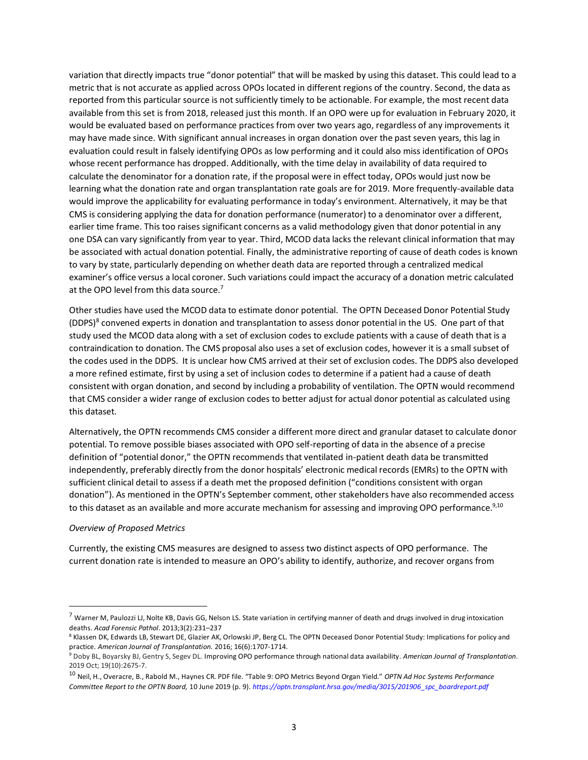variation that directly impacts true "donor potential" that will be masked by using this dataset. This could lead to a metric that is not accurate as applied across OPOs located in different regions of the country. Second, the data as reported from this particular source is not sufficiently timely to be actionable. For example, the most recent data available from this set is from 2018, released just this month. If an OPO were up for evaluation in February 2020, it would be evaluated based on performance practices from over two years ago, regardless of any improvements it may have made since. With significant annual increases in organ donation over the past seven years, this lag in evaluation could result in falsely identifying OPOs as low performing and it could also miss identification of OPOs whose recent performance has dropped. Additionally, with the time delay in availability of data required to calculate the denominator for a donation rate, if the proposal were in effect today, OPOs would just now be learning what the donation rate and organ transplantation rate goals are for 2019. More frequently-available data would improve the applicability for evaluating performance in today's environment. Alternatively, it may be that CMS is considering applying the data for donation performance (numerator) to a denominator over a different, earlier time frame. This too raises significant concerns as a valid methodology given that donor potential in any one DSA can vary significantly from year to year. Third, MCOD data lacks the relevant clinical information that may be associated with actual donation potential. Finally, the administrative reporting of cause of death codes is known to vary by state, particularly depending on whether death data are reported through a centralized medical examiner's office versus a local coroner. Such variations could impact the accuracy of a donation metric calculated at the OPO level from this data source.[7]

Other studies have used the MCOD data to estimate donor potential. The OPTN Deceased Donor Potential Study (DDPS)[8] convened experts in donation and transplantation to assess donor potential in the US. One part of that study used the MCOD data along with a set of exclusion codes to exclude patients with a cause of death that is a contraindication to donation. The CMS proposal also uses a set of exclusion codes, however it is a small subset of the codes used in the DDPS. It is unclear how CMS arrived at their set of exclusion codes. The DDPS also developed a more refined estimate, first by using a set of inclusion codes to determine if a patient had a cause of death consistent with organ donation, and second by including a probability of ventilation. The OPTN would recommend that CMS consider a wider range of exclusion codes to better adjust for actual donor potential as calculated using this dataset.

Alternatively, the OPTN recommends CMS consider a different more direct and granular dataset to calculate donor potential. To remove possible biases associated with OPO self-reporting of data in the absence of a precise definition of "potential donor," the OPTN recommends that ventilated in-patient death data be transmitted independently, preferably directly from the donor hospitals' electronic medical records (EMRs) to the OPTN with sufficient clinical detail to assess if a death met the proposed definition ("conditions consistent with organ donation"). As mentioned in the OPTN's September comment, other stakeholders have also recommended access to this dataset as an available and more accurate mechanism for assessing and improving OPO performance.[9,10]

*Overview of Proposed Metrics*

Currently, the existing CMS measures are designed to assess two distinct aspects of OPO performance. The current donation rate is intended to measure an OPO's ability to identify, authorize, and recover organs from

---

[7] Warner M, Paulozzi LJ, Nolte KB, Davis GG, Nelson LS. State variation in certifying manner of death and drugs involved in drug intoxication deaths. *Acad Forensic Pathol*. 2013;3(2):231–237

[8] Klassen DK, Edwards LB, Stewart DE, Glazier AK, Orlowski JP, Berg CL. The OPTN Deceased Donor Potential Study: Implications for policy and practice. *American Journal of Transplantation.* 2016; 16(6):1707-1714.

[9] Doby BL, Boyarsky BJ, Gentry S, Segev DL. Improving OPO performance through national data availability. *American Journal of Transplantation*. 2019 Oct; 19(10):2675-7.

[10] Neil, H., Overacre, B., Rabold M., Haynes CR. PDF file. "Table 9: OPO Metrics Beyond Organ Yield." *OPTN Ad Hoc Systems Performance Committee Report to the OPTN Board,* 10 June 2019 (p. 9). *https://optn.transplant.hrsa.gov/media/3015/201906_spc_boardreport.pdf*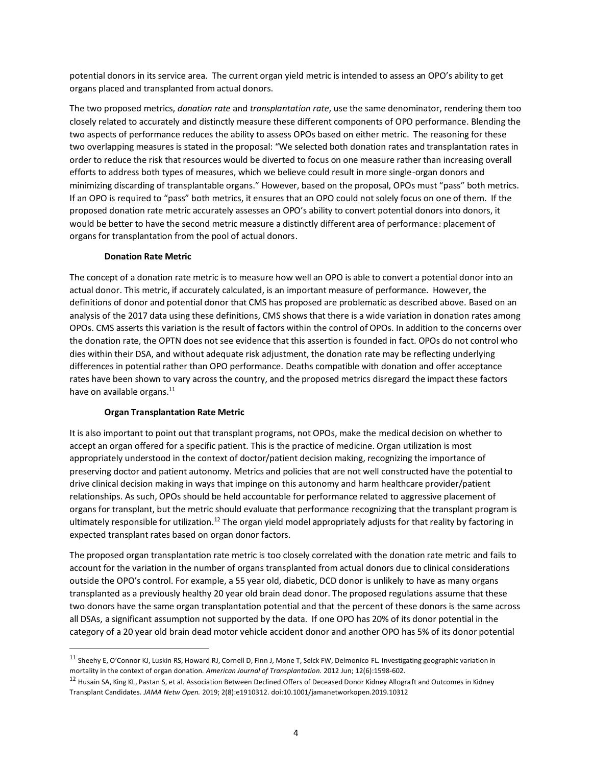potential donors in its service area. The current organ yield metric is intended to assess an OPO's ability to get organs placed and transplanted from actual donors.

The two proposed metrics, *donation rate* and *transplantation rate*, use the same denominator, rendering them too closely related to accurately and distinctly measure these different components of OPO performance. Blending the two aspects of performance reduces the ability to assess OPOs based on either metric. The reasoning for these two overlapping measures is stated in the proposal: "We selected both donation rates and transplantation rates in order to reduce the risk that resources would be diverted to focus on one measure rather than increasing overall efforts to address both types of measures, which we believe could result in more single-organ donors and minimizing discarding of transplantable organs." However, based on the proposal, OPOs must "pass" both metrics. If an OPO is required to "pass" both metrics, it ensures that an OPO could not solely focus on one of them. If the proposed donation rate metric accurately assesses an OPO's ability to convert potential donors into donors, it would be better to have the second metric measure a distinctly different area of performance: placement of organs for transplantation from the pool of actual donors.

#### Donation Rate Metric

The concept of a donation rate metric is to measure how well an OPO is able to convert a potential donor into an actual donor. This metric, if accurately calculated, is an important measure of performance. However, the definitions of donor and potential donor that CMS has proposed are problematic as described above. Based on an analysis of the 2017 data using these definitions, CMS shows that there is a wide variation in donation rates among OPOs. CMS asserts this variation is the result of factors within the control of OPOs. In addition to the concerns over the donation rate, the OPTN does not see evidence that this assertion is founded in fact. OPOs do not control who dies within their DSA, and without adequate risk adjustment, the donation rate may be reflecting underlying differences in potential rather than OPO performance. Deaths compatible with donation and offer acceptance rates have been shown to vary across the country, and the proposed metrics disregard the impact these factors have on available organs.[11]

#### Organ Transplantation Rate Metric

It is also important to point out that transplant programs, not OPOs, make the medical decision on whether to accept an organ offered for a specific patient. This is the practice of medicine. Organ utilization is most appropriately understood in the context of doctor/patient decision making, recognizing the importance of preserving doctor and patient autonomy. Metrics and policies that are not well constructed have the potential to drive clinical decision making in ways that impinge on this autonomy and harm healthcare provider/patient relationships. As such, OPOs should be held accountable for performance related to aggressive placement of organs for transplant, but the metric should evaluate that performance recognizing that the transplant program is ultimately responsible for utilization.[12] The organ yield model appropriately adjusts for that reality by factoring in expected transplant rates based on organ donor factors.

The proposed organ transplantation rate metric is too closely correlated with the donation rate metric and fails to account for the variation in the number of organs transplanted from actual donors due to clinical considerations outside the OPO's control. For example, a 55 year old, diabetic, DCD donor is unlikely to have as many organs transplanted as a previously healthy 20 year old brain dead donor. The proposed regulations assume that these two donors have the same organ transplantation potential and that the percent of these donors is the same across all DSAs, a significant assumption not supported by the data. If one OPO has 20% of its donor potential in the category of a 20 year old brain dead motor vehicle accident donor and another OPO has 5% of its donor potential

---

[11] Sheehy E, O'Connor KJ, Luskin RS, Howard RJ, Cornell D, Finn J, Mone T, Selck FW, Delmonico FL. Investigating geographic variation in mortality in the context of organ donation. *American Journal of Transplantation.* 2012 Jun; 12(6):1598-602.

[12] Husain SA, King KL, Pastan S, et al. Association Between Declined Offers of Deceased Donor Kidney Allograft and Outcomes in Kidney Transplant Candidates. *JAMA Netw Open.* 2019; 2(8):e1910312. doi:10.1001/jamanetworkopen.2019.10312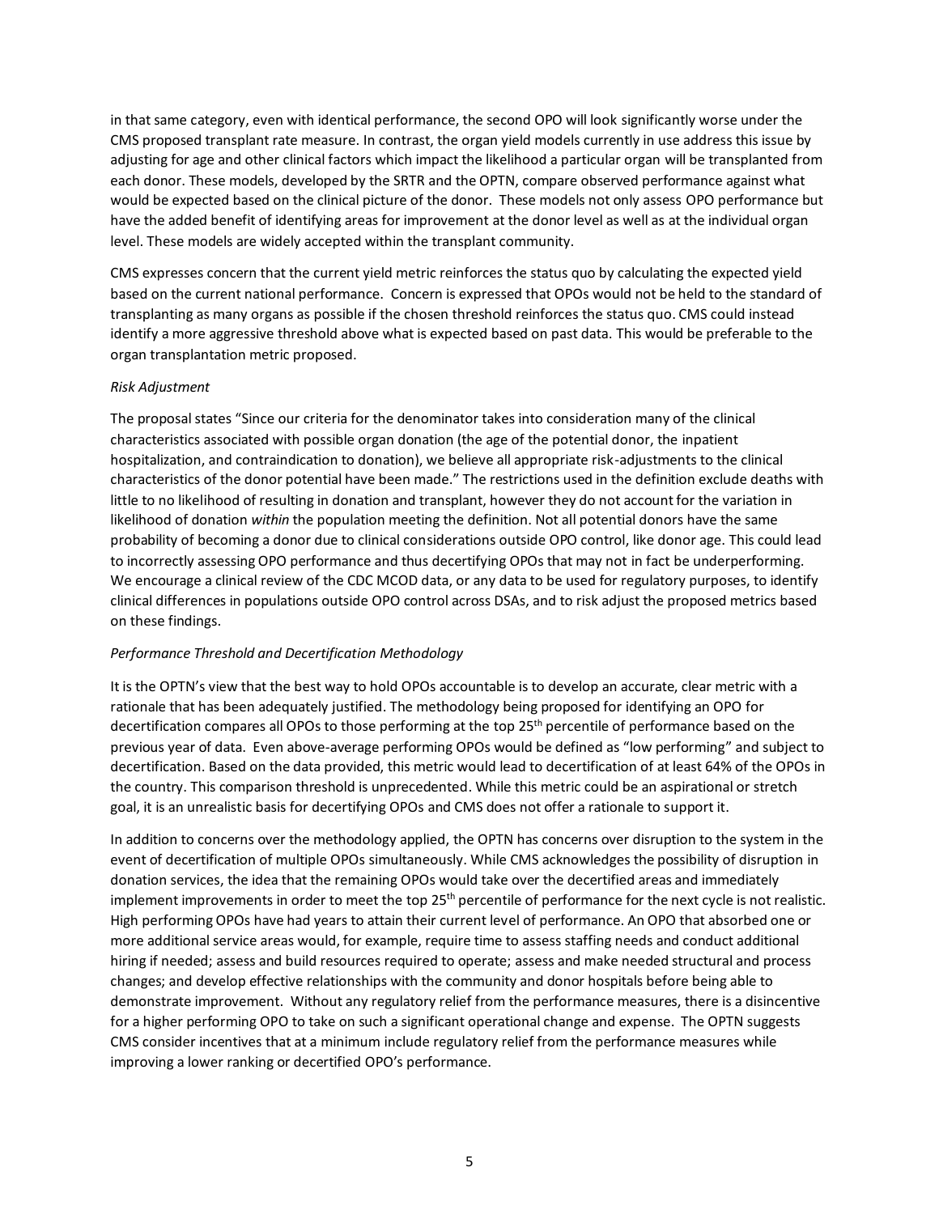in that same category, even with identical performance, the second OPO will look significantly worse under the CMS proposed transplant rate measure. In contrast, the organ yield models currently in use address this issue by adjusting for age and other clinical factors which impact the likelihood a particular organ will be transplanted from each donor. These models, developed by the SRTR and the OPTN, compare observed performance against what would be expected based on the clinical picture of the donor. These models not only assess OPO performance but have the added benefit of identifying areas for improvement at the donor level as well as at the individual organ level. These models are widely accepted within the transplant community.

CMS expresses concern that the current yield metric reinforces the status quo by calculating the expected yield based on the current national performance. Concern is expressed that OPOs would not be held to the standard of transplanting as many organs as possible if the chosen threshold reinforces the status quo. CMS could instead identify a more aggressive threshold above what is expected based on past data. This would be preferable to the organ transplantation metric proposed.

*Risk Adjustment*

The proposal states "Since our criteria for the denominator takes into consideration many of the clinical characteristics associated with possible organ donation (the age of the potential donor, the inpatient hospitalization, and contraindication to donation), we believe all appropriate risk-adjustments to the clinical characteristics of the donor potential have been made." The restrictions used in the definition exclude deaths with little to no likelihood of resulting in donation and transplant, however they do not account for the variation in likelihood of donation *within* the population meeting the definition. Not all potential donors have the same probability of becoming a donor due to clinical considerations outside OPO control, like donor age. This could lead to incorrectly assessing OPO performance and thus decertifying OPOs that may not in fact be underperforming. We encourage a clinical review of the CDC MCOD data, or any data to be used for regulatory purposes, to identify clinical differences in populations outside OPO control across DSAs, and to risk adjust the proposed metrics based on these findings.

*Performance Threshold and Decertification Methodology*

It is the OPTN's view that the best way to hold OPOs accountable is to develop an accurate, clear metric with a rationale that has been adequately justified. The methodology being proposed for identifying an OPO for decertification compares all OPOs to those performing at the top 25th percentile of performance based on the previous year of data. Even above-average performing OPOs would be defined as "low performing" and subject to decertification. Based on the data provided, this metric would lead to decertification of at least 64% of the OPOs in the country. This comparison threshold is unprecedented. While this metric could be an aspirational or stretch goal, it is an unrealistic basis for decertifying OPOs and CMS does not offer a rationale to support it.

In addition to concerns over the methodology applied, the OPTN has concerns over disruption to the system in the event of decertification of multiple OPOs simultaneously. While CMS acknowledges the possibility of disruption in donation services, the idea that the remaining OPOs would take over the decertified areas and immediately implement improvements in order to meet the top 25th percentile of performance for the next cycle is not realistic. High performing OPOs have had years to attain their current level of performance. An OPO that absorbed one or more additional service areas would, for example, require time to assess staffing needs and conduct additional hiring if needed; assess and build resources required to operate; assess and make needed structural and process changes; and develop effective relationships with the community and donor hospitals before being able to demonstrate improvement. Without any regulatory relief from the performance measures, there is a disincentive for a higher performing OPO to take on such a significant operational change and expense. The OPTN suggests CMS consider incentives that at a minimum include regulatory relief from the performance measures while improving a lower ranking or decertified OPO's performance.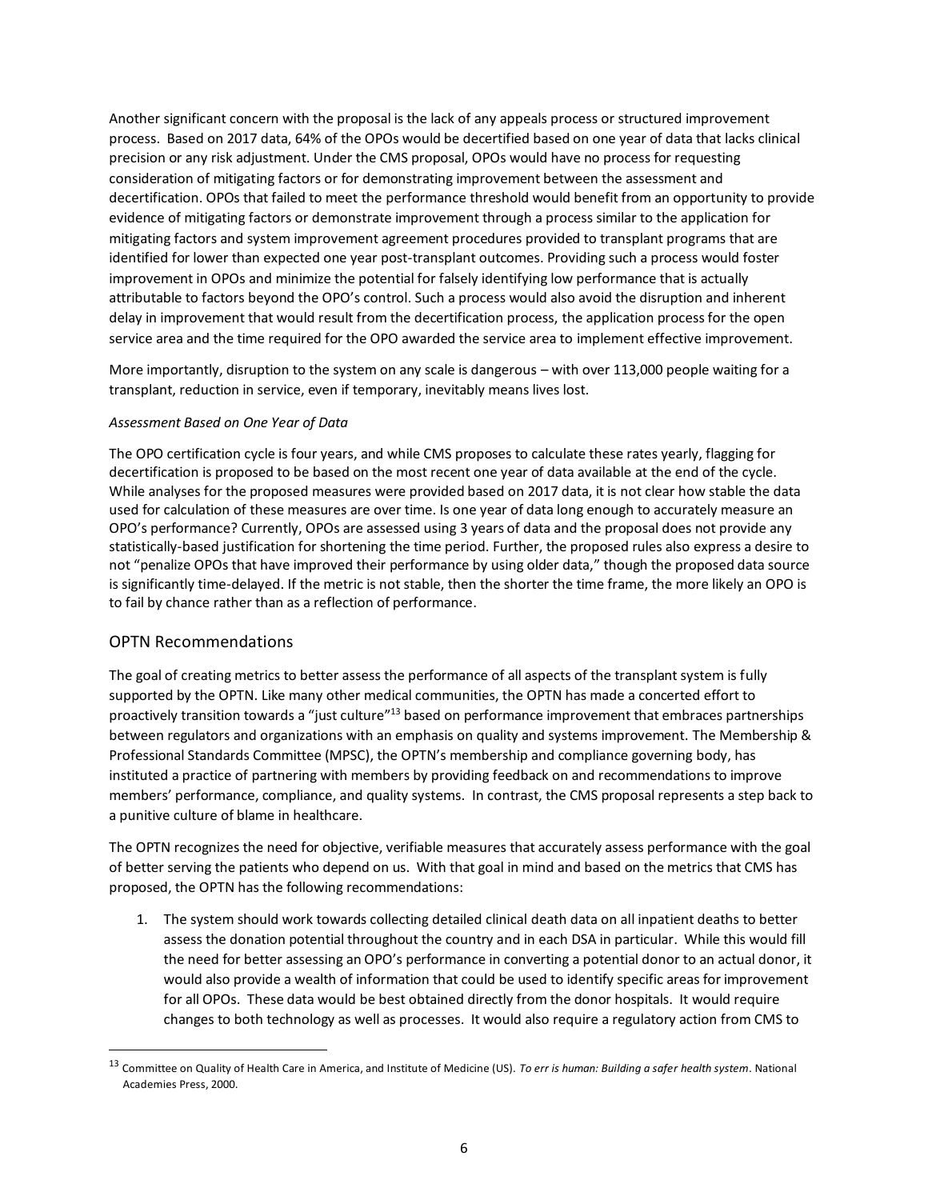Another significant concern with the proposal is the lack of any appeals process or structured improvement process. Based on 2017 data, 64% of the OPOs would be decertified based on one year of data that lacks clinical precision or any risk adjustment. Under the CMS proposal, OPOs would have no process for requesting consideration of mitigating factors or for demonstrating improvement between the assessment and decertification. OPOs that failed to meet the performance threshold would benefit from an opportunity to provide evidence of mitigating factors or demonstrate improvement through a process similar to the application for mitigating factors and system improvement agreement procedures provided to transplant programs that are identified for lower than expected one year post-transplant outcomes. Providing such a process would foster improvement in OPOs and minimize the potential for falsely identifying low performance that is actually attributable to factors beyond the OPO's control. Such a process would also avoid the disruption and inherent delay in improvement that would result from the decertification process, the application process for the open service area and the time required for the OPO awarded the service area to implement effective improvement.

More importantly, disruption to the system on any scale is dangerous – with over 113,000 people waiting for a transplant, reduction in service, even if temporary, inevitably means lives lost.

*Assessment Based on One Year of Data*

The OPO certification cycle is four years, and while CMS proposes to calculate these rates yearly, flagging for decertification is proposed to be based on the most recent one year of data available at the end of the cycle. While analyses for the proposed measures were provided based on 2017 data, it is not clear how stable the data used for calculation of these measures are over time. Is one year of data long enough to accurately measure an OPO's performance? Currently, OPOs are assessed using 3 years of data and the proposal does not provide any statistically-based justification for shortening the time period. Further, the proposed rules also express a desire to not "penalize OPOs that have improved their performance by using older data," though the proposed data source is significantly time-delayed. If the metric is not stable, then the shorter the time frame, the more likely an OPO is to fail by chance rather than as a reflection of performance.

## OPTN Recommendations

The goal of creating metrics to better assess the performance of all aspects of the transplant system is fully supported by the OPTN. Like many other medical communities, the OPTN has made a concerted effort to proactively transition towards a "just culture"[13] based on performance improvement that embraces partnerships between regulators and organizations with an emphasis on quality and systems improvement. The Membership & Professional Standards Committee (MPSC), the OPTN's membership and compliance governing body, has instituted a practice of partnering with members by providing feedback on and recommendations to improve members' performance, compliance, and quality systems. In contrast, the CMS proposal represents a step back to a punitive culture of blame in healthcare.

The OPTN recognizes the need for objective, verifiable measures that accurately assess performance with the goal of better serving the patients who depend on us. With that goal in mind and based on the metrics that CMS has proposed, the OPTN has the following recommendations:

1. The system should work towards collecting detailed clinical death data on all inpatient deaths to better assess the donation potential throughout the country and in each DSA in particular. While this would fill the need for better assessing an OPO's performance in converting a potential donor to an actual donor, it would also provide a wealth of information that could be used to identify specific areas for improvement for all OPOs. These data would be best obtained directly from the donor hospitals. It would require changes to both technology as well as processes. It would also require a regulatory action from CMS to

[13] Committee on Quality of Health Care in America, and Institute of Medicine (US). *To err is human: Building a safer health system*. National Academies Press, 2000.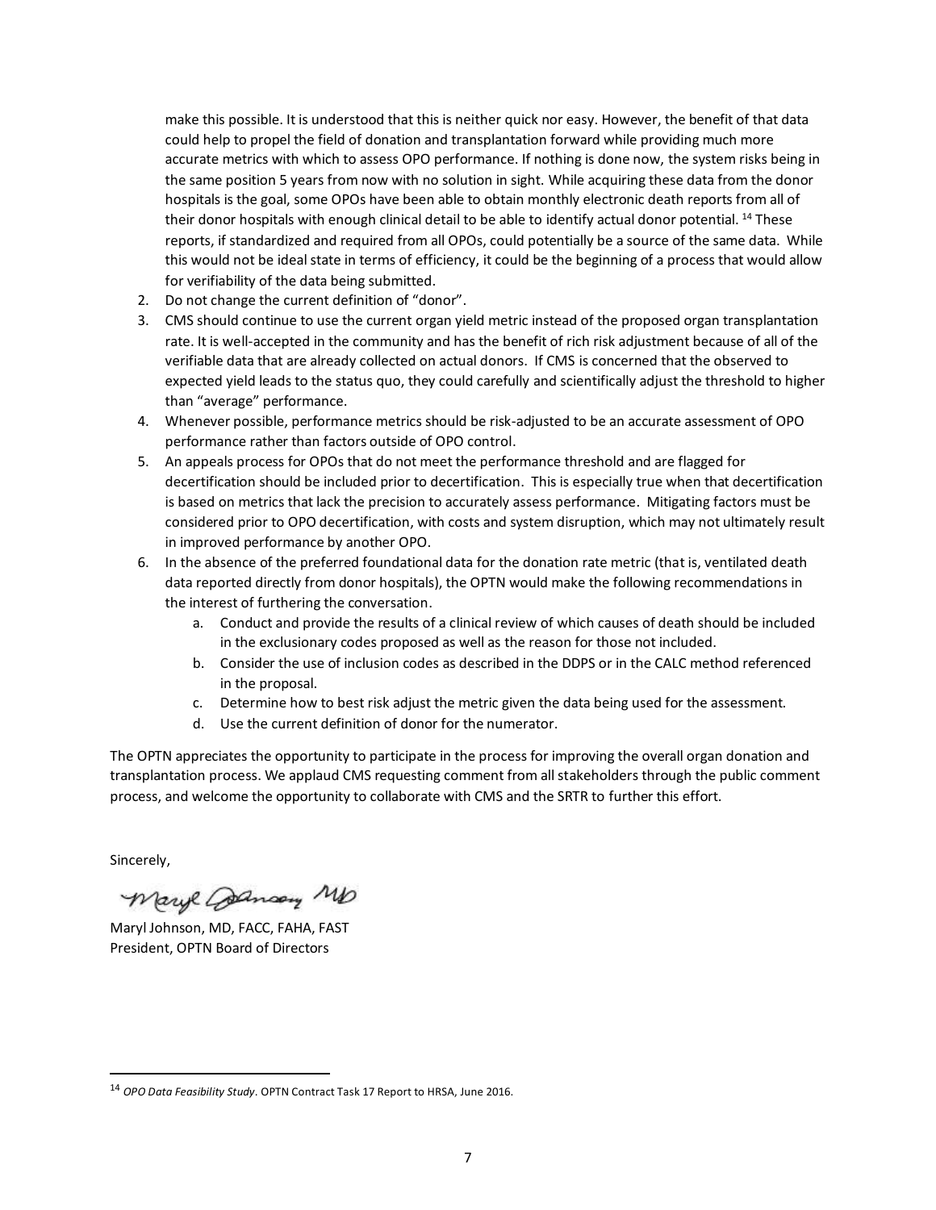make this possible. It is understood that this is neither quick nor easy. However, the benefit of that data could help to propel the field of donation and transplantation forward while providing much more accurate metrics with which to assess OPO performance. If nothing is done now, the system risks being in the same position 5 years from now with no solution in sight. While acquiring these data from the donor hospitals is the goal, some OPOs have been able to obtain monthly electronic death reports from all of their donor hospitals with enough clinical detail to be able to identify actual donor potential. [14] These reports, if standardized and required from all OPOs, could potentially be a source of the same data. While this would not be ideal state in terms of efficiency, it could be the beginning of a process that would allow for verifiability of the data being submitted.

2. Do not change the current definition of "donor".
3. CMS should continue to use the current organ yield metric instead of the proposed organ transplantation rate. It is well-accepted in the community and has the benefit of rich risk adjustment because of all of the verifiable data that are already collected on actual donors. If CMS is concerned that the observed to expected yield leads to the status quo, they could carefully and scientifically adjust the threshold to higher than "average" performance.
4. Whenever possible, performance metrics should be risk-adjusted to be an accurate assessment of OPO performance rather than factors outside of OPO control.
5. An appeals process for OPOs that do not meet the performance threshold and are flagged for decertification should be included prior to decertification. This is especially true when that decertification is based on metrics that lack the precision to accurately assess performance. Mitigating factors must be considered prior to OPO decertification, with costs and system disruption, which may not ultimately result in improved performance by another OPO.
6. In the absence of the preferred foundational data for the donation rate metric (that is, ventilated death data reported directly from donor hospitals), the OPTN would make the following recommendations in the interest of furthering the conversation.
    a. Conduct and provide the results of a clinical review of which causes of death should be included in the exclusionary codes proposed as well as the reason for those not included.
    b. Consider the use of inclusion codes as described in the DDPS or in the CALC method referenced in the proposal.
    c. Determine how to best risk adjust the metric given the data being used for the assessment.
    d. Use the current definition of donor for the numerator.

The OPTN appreciates the opportunity to participate in the process for improving the overall organ donation and transplantation process. We applaud CMS requesting comment from all stakeholders through the public comment process, and welcome the opportunity to collaborate with CMS and the SRTR to further this effort.

Sincerely,

Maryl Johnson MD

Maryl Johnson, MD, FACC, FAHA, FAST
President, OPTN Board of Directors

---

[14] *OPO Data Feasibility Study*. OPTN Contract Task 17 Report to HRSA, June 2016.